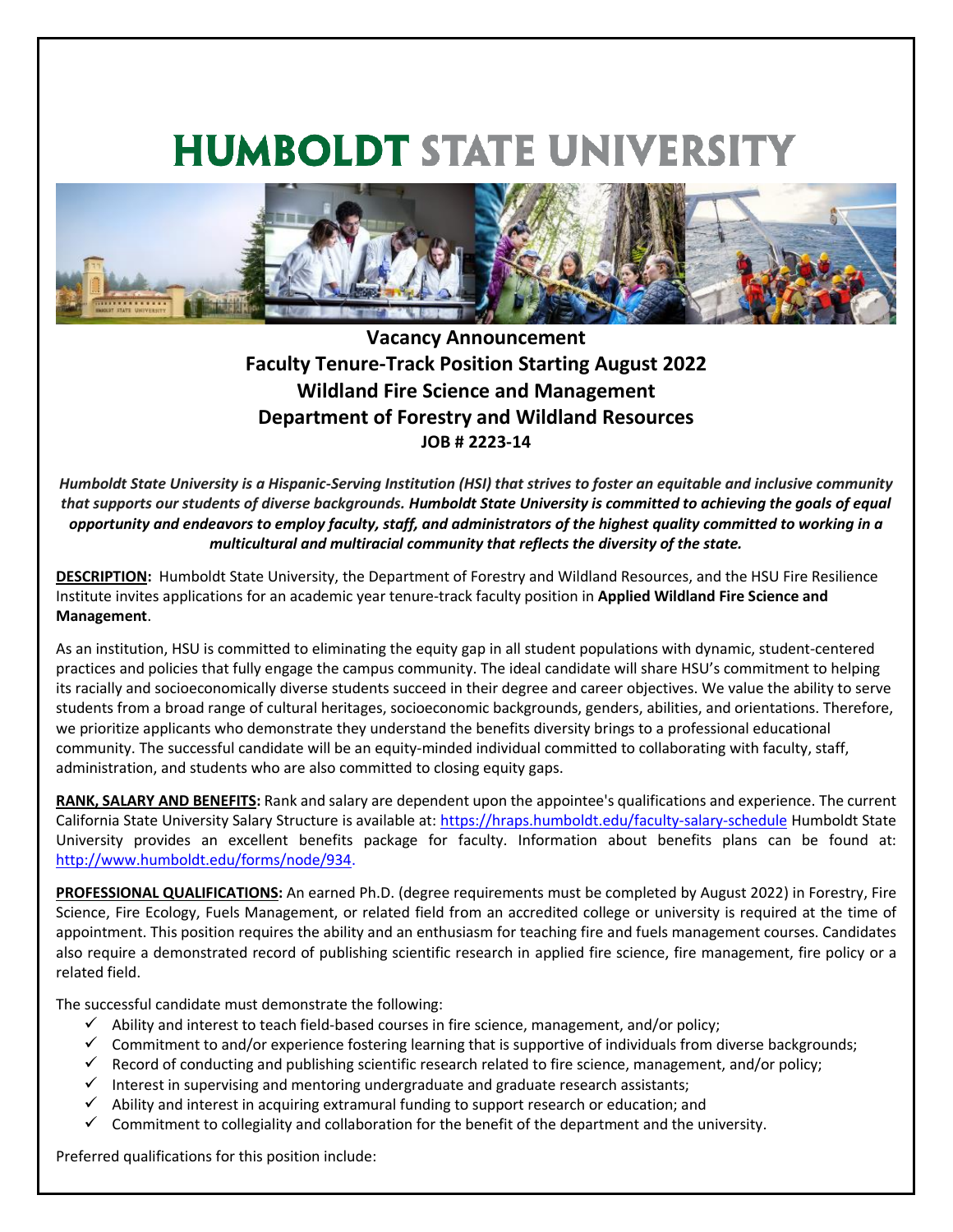# HUMBOLDT STATE UNIVERSITY

**Vacancy Announcement**
**Faculty Tenure-Track Position Starting August 2022**
**Wildland Fire Science and Management**
**Department of Forestry and Wildland Resources**
**JOB # 2223-14**

***Humboldt State University is a Hispanic-Serving Institution (HSI) that strives to foster an equitable and inclusive community that supports our students of diverse backgrounds. Humboldt State University is committed to achieving the goals of equal opportunity and endeavors to employ faculty, staff, and administrators of the highest quality committed to working in a multicultural and multiracial community that reflects the diversity of the state.***

**DESCRIPTION:** Humboldt State University, the Department of Forestry and Wildland Resources, and the HSU Fire Resilience Institute invites applications for an academic year tenure-track faculty position in **Applied Wildland Fire Science and Management**.

As an institution, HSU is committed to eliminating the equity gap in all student populations with dynamic, student-centered practices and policies that fully engage the campus community. The ideal candidate will share HSU's commitment to helping its racially and socioeconomically diverse students succeed in their degree and career objectives. We value the ability to serve students from a broad range of cultural heritages, socioeconomic backgrounds, genders, abilities, and orientations. Therefore, we prioritize applicants who demonstrate they understand the benefits diversity brings to a professional educational community. The successful candidate will be an equity-minded individual committed to collaborating with faculty, staff, administration, and students who are also committed to closing equity gaps.

**RANK, SALARY AND BENEFITS:** Rank and salary are dependent upon the appointee's qualifications and experience. The current California State University Salary Structure is available at: https://hraps.humboldt.edu/faculty-salary-schedule Humboldt State University provides an excellent benefits package for faculty. Information about benefits plans can be found at: http://www.humboldt.edu/forms/node/934.

**PROFESSIONAL QUALIFICATIONS:** An earned Ph.D. (degree requirements must be completed by August 2022) in Forestry, Fire Science, Fire Ecology, Fuels Management, or related field from an accredited college or university is required at the time of appointment. This position requires the ability and an enthusiasm for teaching fire and fuels management courses. Candidates also require a demonstrated record of publishing scientific research in applied fire science, fire management, fire policy or a related field.

The successful candidate must demonstrate the following:

- ✓ Ability and interest to teach field-based courses in fire science, management, and/or policy;
- ✓ Commitment to and/or experience fostering learning that is supportive of individuals from diverse backgrounds;
- ✓ Record of conducting and publishing scientific research related to fire science, management, and/or policy;
- ✓ Interest in supervising and mentoring undergraduate and graduate research assistants;
- ✓ Ability and interest in acquiring extramural funding to support research or education; and
- ✓ Commitment to collegiality and collaboration for the benefit of the department and the university.

Preferred qualifications for this position include: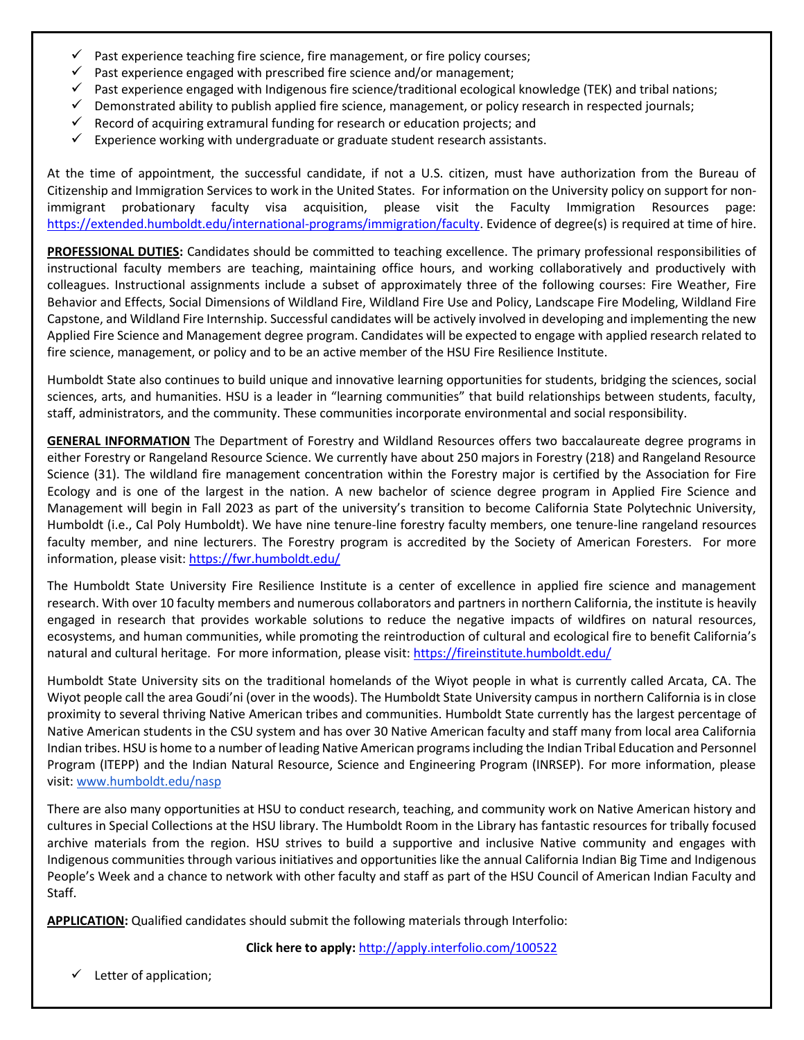- ✓ Past experience teaching fire science, fire management, or fire policy courses;
- ✓ Past experience engaged with prescribed fire science and/or management;
- ✓ Past experience engaged with Indigenous fire science/traditional ecological knowledge (TEK) and tribal nations;
- ✓ Demonstrated ability to publish applied fire science, management, or policy research in respected journals;
- ✓ Record of acquiring extramural funding for research or education projects; and
- ✓ Experience working with undergraduate or graduate student research assistants.

At the time of appointment, the successful candidate, if not a U.S. citizen, must have authorization from the Bureau of Citizenship and Immigration Services to work in the United States. For information on the University policy on support for non-immigrant probationary faculty visa acquisition, please visit the Faculty Immigration Resources page: https://extended.humboldt.edu/international-programs/immigration/faculty. Evidence of degree(s) is required at time of hire.

**PROFESSIONAL DUTIES:** Candidates should be committed to teaching excellence. The primary professional responsibilities of instructional faculty members are teaching, maintaining office hours, and working collaboratively and productively with colleagues. Instructional assignments include a subset of approximately three of the following courses: Fire Weather, Fire Behavior and Effects, Social Dimensions of Wildland Fire, Wildland Fire Use and Policy, Landscape Fire Modeling, Wildland Fire Capstone, and Wildland Fire Internship. Successful candidates will be actively involved in developing and implementing the new Applied Fire Science and Management degree program. Candidates will be expected to engage with applied research related to fire science, management, or policy and to be an active member of the HSU Fire Resilience Institute.

Humboldt State also continues to build unique and innovative learning opportunities for students, bridging the sciences, social sciences, arts, and humanities. HSU is a leader in "learning communities" that build relationships between students, faculty, staff, administrators, and the community. These communities incorporate environmental and social responsibility.

**GENERAL INFORMATION** The Department of Forestry and Wildland Resources offers two baccalaureate degree programs in either Forestry or Rangeland Resource Science. We currently have about 250 majors in Forestry (218) and Rangeland Resource Science (31). The wildland fire management concentration within the Forestry major is certified by the Association for Fire Ecology and is one of the largest in the nation. A new bachelor of science degree program in Applied Fire Science and Management will begin in Fall 2023 as part of the university's transition to become California State Polytechnic University, Humboldt (i.e., Cal Poly Humboldt). We have nine tenure-line forestry faculty members, one tenure-line rangeland resources faculty member, and nine lecturers. The Forestry program is accredited by the Society of American Foresters. For more information, please visit: https://fwr.humboldt.edu/

The Humboldt State University Fire Resilience Institute is a center of excellence in applied fire science and management research. With over 10 faculty members and numerous collaborators and partners in northern California, the institute is heavily engaged in research that provides workable solutions to reduce the negative impacts of wildfires on natural resources, ecosystems, and human communities, while promoting the reintroduction of cultural and ecological fire to benefit California's natural and cultural heritage. For more information, please visit: https://fireinstitute.humboldt.edu/

Humboldt State University sits on the traditional homelands of the Wiyot people in what is currently called Arcata, CA. The Wiyot people call the area Goudi'ni (over in the woods). The Humboldt State University campus in northern California is in close proximity to several thriving Native American tribes and communities. Humboldt State currently has the largest percentage of Native American students in the CSU system and has over 30 Native American faculty and staff many from local area California Indian tribes. HSU is home to a number of leading Native American programs including the Indian Tribal Education and Personnel Program (ITEPP) and the Indian Natural Resource, Science and Engineering Program (INRSEP). For more information, please visit: www.humboldt.edu/nasp

There are also many opportunities at HSU to conduct research, teaching, and community work on Native American history and cultures in Special Collections at the HSU library. The Humboldt Room in the Library has fantastic resources for tribally focused archive materials from the region. HSU strives to build a supportive and inclusive Native community and engages with Indigenous communities through various initiatives and opportunities like the annual California Indian Big Time and Indigenous People's Week and a chance to network with other faculty and staff as part of the HSU Council of American Indian Faculty and Staff.

**APPLICATION:** Qualified candidates should submit the following materials through Interfolio:

**Click here to apply:** http://apply.interfolio.com/100522

- ✓ Letter of application;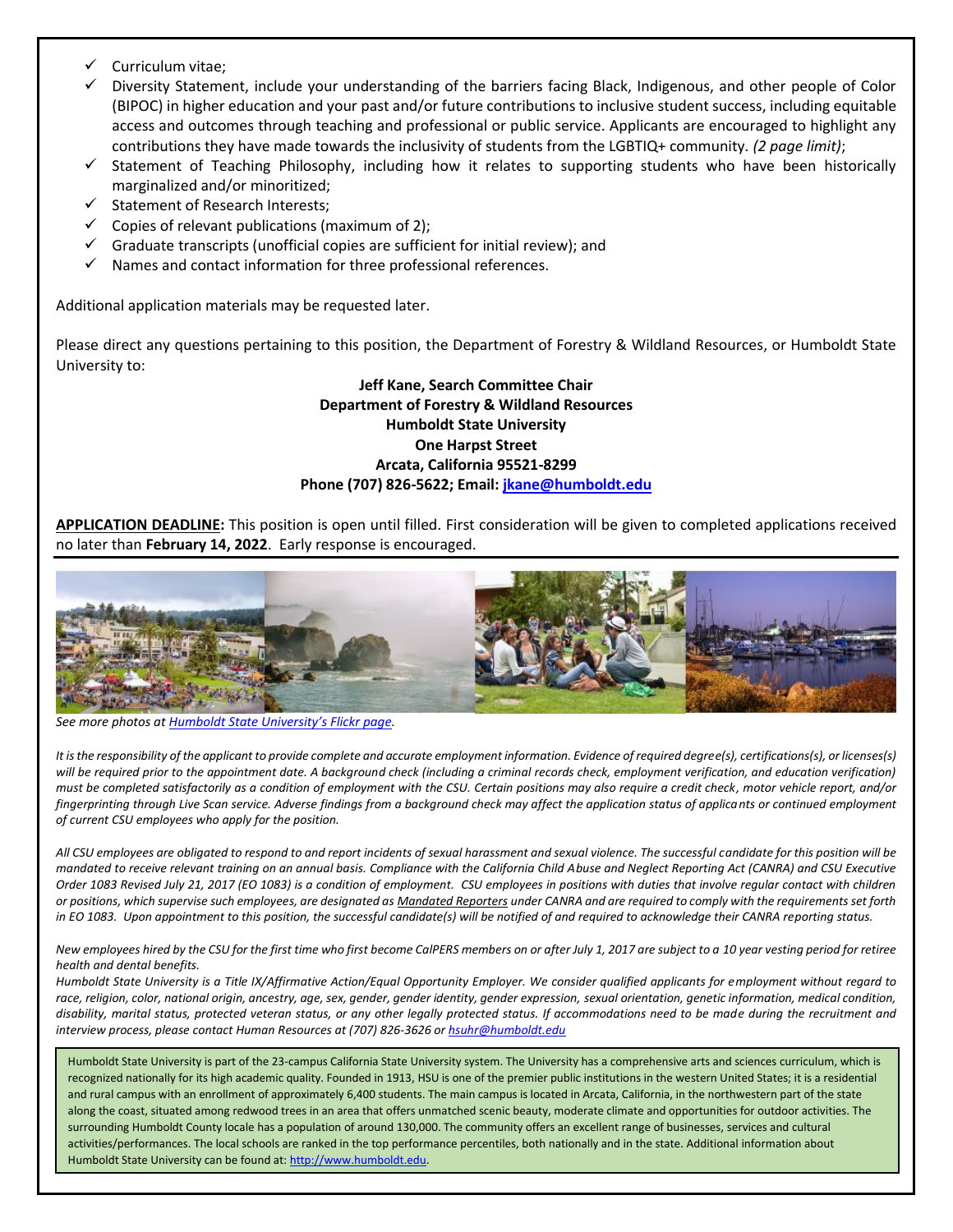- ✓ Curriculum vitae;
- ✓ Diversity Statement, include your understanding of the barriers facing Black, Indigenous, and other people of Color (BIPOC) in higher education and your past and/or future contributions to inclusive student success, including equitable access and outcomes through teaching and professional or public service. Applicants are encouraged to highlight any contributions they have made towards the inclusivity of students from the LGBTIQ+ community. *(2 page limit)*;
- ✓ Statement of Teaching Philosophy, including how it relates to supporting students who have been historically marginalized and/or minoritized;
- ✓ Statement of Research Interests;
- ✓ Copies of relevant publications (maximum of 2);
- ✓ Graduate transcripts (unofficial copies are sufficient for initial review); and
- ✓ Names and contact information for three professional references.

Additional application materials may be requested later.

Please direct any questions pertaining to this position, the Department of Forestry & Wildland Resources, or Humboldt State University to:

**Jeff Kane, Search Committee Chair**
**Department of Forestry & Wildland Resources**
**Humboldt State University**
**One Harpst Street**
**Arcata, California 95521-8299**
**Phone (707) 826-5622; Email: jkane@humboldt.edu**

**APPLICATION DEADLINE:** This position is open until filled. First consideration will be given to completed applications received no later than **February 14, 2022**. Early response is encouraged.

*See more photos at Humboldt State University's Flickr page.*

*It is the responsibility of the applicant to provide complete and accurate employment information. Evidence of required degree(s), certifications(s), or licenses(s) will be required prior to the appointment date. A background check (including a criminal records check, employment verification, and education verification) must be completed satisfactorily as a condition of employment with the CSU. Certain positions may also require a credit check, motor vehicle report, and/or fingerprinting through Live Scan service. Adverse findings from a background check may affect the application status of applicants or continued employment of current CSU employees who apply for the position.*

*All CSU employees are obligated to respond to and report incidents of sexual harassment and sexual violence. The successful candidate for this position will be mandated to receive relevant training on an annual basis. Compliance with the California Child Abuse and Neglect Reporting Act (CANRA) and CSU Executive Order 1083 Revised July 21, 2017 (EO 1083) is a condition of employment. CSU employees in positions with duties that involve regular contact with children or positions, which supervise such employees, are designated as Mandated Reporters under CANRA and are required to comply with the requirements set forth in EO 1083. Upon appointment to this position, the successful candidate(s) will be notified of and required to acknowledge their CANRA reporting status.*

*New employees hired by the CSU for the first time who first become CalPERS members on or after July 1, 2017 are subject to a 10 year vesting period for retiree health and dental benefits.*
*Humboldt State University is a Title IX/Affirmative Action/Equal Opportunity Employer. We consider qualified applicants for employment without regard to race, religion, color, national origin, ancestry, age, sex, gender, gender identity, gender expression, sexual orientation, genetic information, medical condition, disability, marital status, protected veteran status, or any other legally protected status. If accommodations need to be made during the recruitment and interview process, please contact Human Resources at (707) 826-3626 or hsuhr@humboldt.edu*

Humboldt State University is part of the 23-campus California State University system. The University has a comprehensive arts and sciences curriculum, which is recognized nationally for its high academic quality. Founded in 1913, HSU is one of the premier public institutions in the western United States; it is a residential and rural campus with an enrollment of approximately 6,400 students. The main campus is located in Arcata, California, in the northwestern part of the state along the coast, situated among redwood trees in an area that offers unmatched scenic beauty, moderate climate and opportunities for outdoor activities. The surrounding Humboldt County locale has a population of around 130,000. The community offers an excellent range of businesses, services and cultural activities/performances. The local schools are ranked in the top performance percentiles, both nationally and in the state. Additional information about Humboldt State University can be found at: http://www.humboldt.edu.